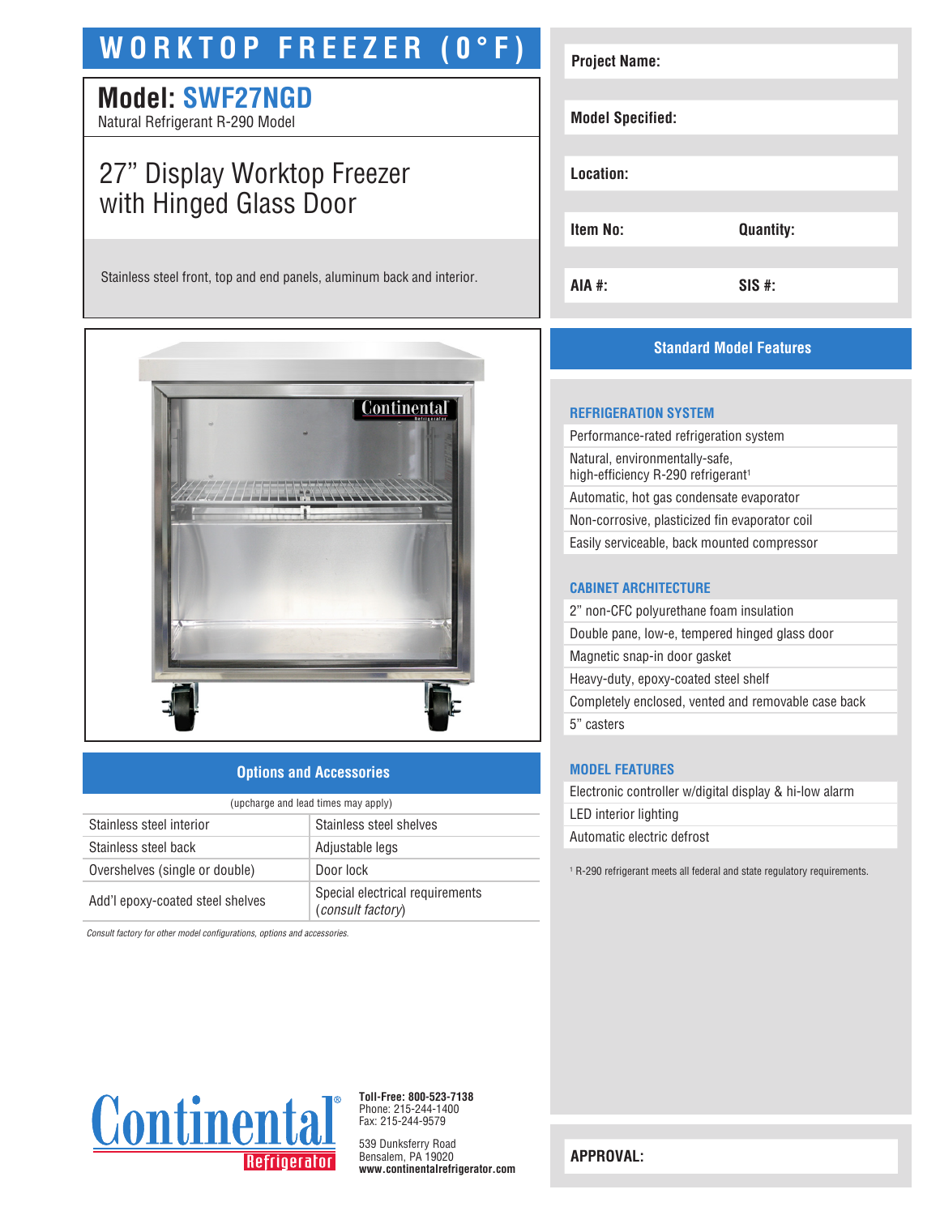# WORKTOP FREEZER (0°F)

## Model: SWF27NGD

Natural Refrigerant R-290 Model

## 27" Display Worktop Freezer with Hinged Glass Door

Stainless steel front, top and end panels, aluminum back and interior.

| Project Name: | |
|---|---|
| Model Specified: | |
| Location: | |
| Item No: | Quantity: |
| AIA #: | SIS #: |

## Standard Model Features

### REFRIGERATION SYSTEM

- Performance-rated refrigeration system
- Natural, environmentally-safe, high-efficiency R-290 refrigerant[1]
- Automatic, hot gas condensate evaporator
- Non-corrosive, plasticized fin evaporator coil
- Easily serviceable, back mounted compressor

### CABINET ARCHITECTURE

- 2" non-CFC polyurethane foam insulation
- Double pane, low-e, tempered hinged glass door
- Magnetic snap-in door gasket
- Heavy-duty, epoxy-coated steel shelf
- Completely enclosed, vented and removable case back
- 5" casters

### MODEL FEATURES

- Electronic controller w/digital display & hi-low alarm
- LED interior lighting
- Automatic electric defrost

[1] R-290 refrigerant meets all federal and state regulatory requirements.

## Options and Accessories

(upcharge and lead times may apply)

| | |
|---|---|
| Stainless steel interior | Stainless steel shelves |
| Stainless steel back | Adjustable legs |
| Overshelves (single or double) | Door lock |
| Add'l epoxy-coated steel shelves | Special electrical requirements (*consult factory*) |

*Consult factory for other model configurations, options and accessories.*

Continental® Refrigerator

**Toll-Free: 800-523-7138**
Phone: 215-244-1400
Fax: 215-244-9579

539 Dunksferry Road
Bensalem, PA 19020
**www.continentalrefrigerator.com**

**APPROVAL:**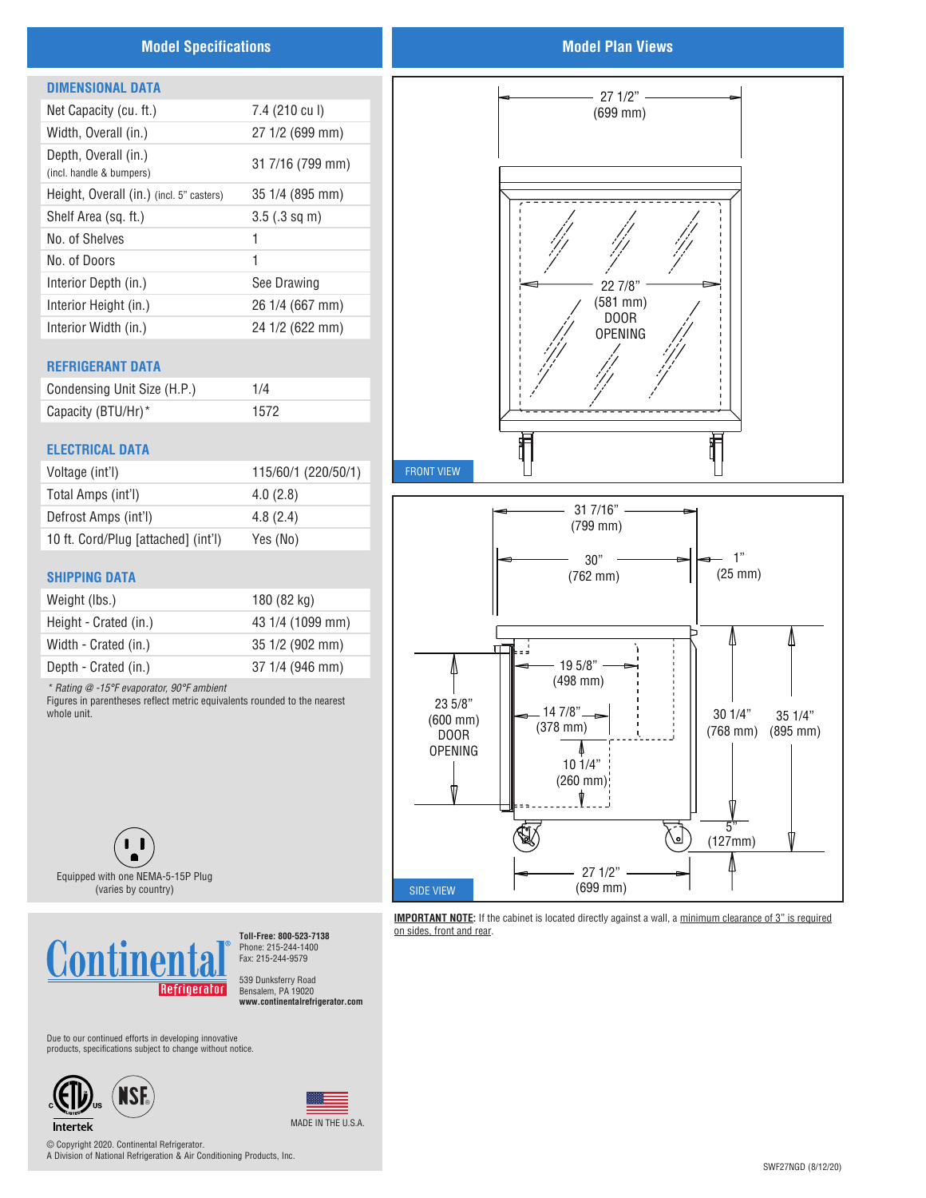## Model Specifications

### DIMENSIONAL DATA

| | |
|---|---|
| Net Capacity (cu. ft.) | 7.4 (210 cu l) |
| Width, Overall (in.) | 27 1/2 (699 mm) |
| Depth, Overall (in.) (incl. handle & bumpers) | 31 7/16 (799 mm) |
| Height, Overall (in.) (incl. 5" casters) | 35 1/4 (895 mm) |
| Shelf Area (sq. ft.) | 3.5 (.3 sq m) |
| No. of Shelves | 1 |
| No. of Doors | 1 |
| Interior Depth (in.) | See Drawing |
| Interior Height (in.) | 26 1/4 (667 mm) |
| Interior Width (in.) | 24 1/2 (622 mm) |

### REFRIGERANT DATA

| | |
|---|---|
| Condensing Unit Size (H.P.) | 1/4 |
| Capacity (BTU/Hr)* | 1572 |

### ELECTRICAL DATA

| | |
|---|---|
| Voltage (int'l) | 115/60/1 (220/50/1) |
| Total Amps (int'l) | 4.0 (2.8) |
| Defrost Amps (int'l) | 4.8 (2.4) |
| 10 ft. Cord/Plug [attached] (int'l) | Yes (No) |

### SHIPPING DATA

| | |
|---|---|
| Weight (lbs.) | 180 (82 kg) |
| Height - Crated (in.) | 43 1/4 (1099 mm) |
| Width - Crated (in.) | 35 1/2 (902 mm) |
| Depth - Crated (in.) | 37 1/4 (946 mm) |

*\* Rating @ -15°F evaporator, 90°F ambient*

Figures in parentheses reflect metric equivalents rounded to the nearest whole unit.

Equipped with one NEMA-5-15P Plug (varies by country)

**Continental Refrigerator**

**Toll-Free: 800-523-7138**
Phone: 215-244-1400
Fax: 215-244-9579

539 Dunksferry Road
Bensalem, PA 19020
**www.continentalrefrigerator.com**

Due to our continued efforts in developing innovative products, specifications subject to change without notice.

Intertek

MADE IN THE U.S.A.

© Copyright 2020. Continental Refrigerator.
A Division of National Refrigeration & Air Conditioning Products, Inc.

## Model Plan Views

FRONT VIEW

27 1/2" (699 mm)

22 7/8" (581 mm) DOOR OPENING

SIDE VIEW

31 7/16" (799 mm)

30" (762 mm)

1" (25 mm)

19 5/8" (498 mm)

23 5/8" (600 mm) DOOR OPENING

14 7/8" (378 mm)

10 1/4" (260 mm)

30 1/4" (768 mm)

35 1/4" (895 mm)

5" (127mm)

27 1/2" (699 mm)

**IMPORTANT NOTE:** If the cabinet is located directly against a wall, a minimum clearance of 3" is required on sides, front and rear.

SWF27NGD (8/12/20)